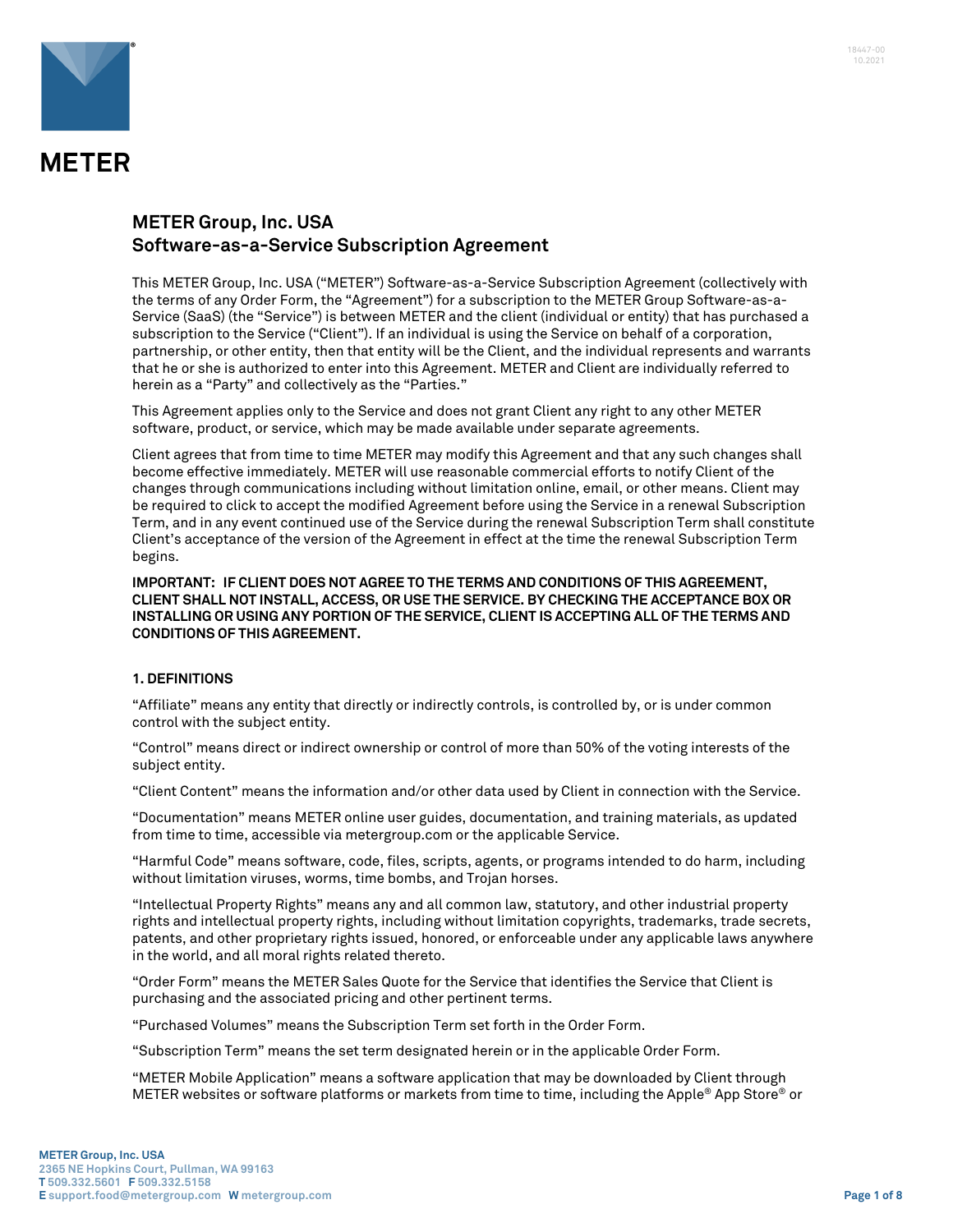# METER Group, Inc. USA
## Software-as-a-Service Subscription Agreement

This METER Group, Inc. USA ("METER") Software-as-a-Service Subscription Agreement (collectively with the terms of any Order Form, the "Agreement") for a subscription to the METER Group Software-as-a-Service (SaaS) (the "Service") is between METER and the client (individual or entity) that has purchased a subscription to the Service ("Client"). If an individual is using the Service on behalf of a corporation, partnership, or other entity, then that entity will be the Client, and the individual represents and warrants that he or she is authorized to enter into this Agreement. METER and Client are individually referred to herein as a "Party" and collectively as the "Parties."

This Agreement applies only to the Service and does not grant Client any right to any other METER software, product, or service, which may be made available under separate agreements.

Client agrees that from time to time METER may modify this Agreement and that any such changes shall become effective immediately. METER will use reasonable commercial efforts to notify Client of the changes through communications including without limitation online, email, or other means. Client may be required to click to accept the modified Agreement before using the Service in a renewal Subscription Term, and in any event continued use of the Service during the renewal Subscription Term shall constitute Client's acceptance of the version of the Agreement in effect at the time the renewal Subscription Term begins.

**IMPORTANT: IF CLIENT DOES NOT AGREE TO THE TERMS AND CONDITIONS OF THIS AGREEMENT, CLIENT SHALL NOT INSTALL, ACCESS, OR USE THE SERVICE. BY CHECKING THE ACCEPTANCE BOX OR INSTALLING OR USING ANY PORTION OF THE SERVICE, CLIENT IS ACCEPTING ALL OF THE TERMS AND CONDITIONS OF THIS AGREEMENT.**

### 1. DEFINITIONS

"Affiliate" means any entity that directly or indirectly controls, is controlled by, or is under common control with the subject entity.

"Control" means direct or indirect ownership or control of more than 50% of the voting interests of the subject entity.

"Client Content" means the information and/or other data used by Client in connection with the Service.

"Documentation" means METER online user guides, documentation, and training materials, as updated from time to time, accessible via metergroup.com or the applicable Service.

"Harmful Code" means software, code, files, scripts, agents, or programs intended to do harm, including without limitation viruses, worms, time bombs, and Trojan horses.

"Intellectual Property Rights" means any and all common law, statutory, and other industrial property rights and intellectual property rights, including without limitation copyrights, trademarks, trade secrets, patents, and other proprietary rights issued, honored, or enforceable under any applicable laws anywhere in the world, and all moral rights related thereto.

"Order Form" means the METER Sales Quote for the Service that identifies the Service that Client is purchasing and the associated pricing and other pertinent terms.

"Purchased Volumes" means the Subscription Term set forth in the Order Form.

"Subscription Term" means the set term designated herein or in the applicable Order Form.

"METER Mobile Application" means a software application that may be downloaded by Client through METER websites or software platforms or markets from time to time, including the Apple® App Store® or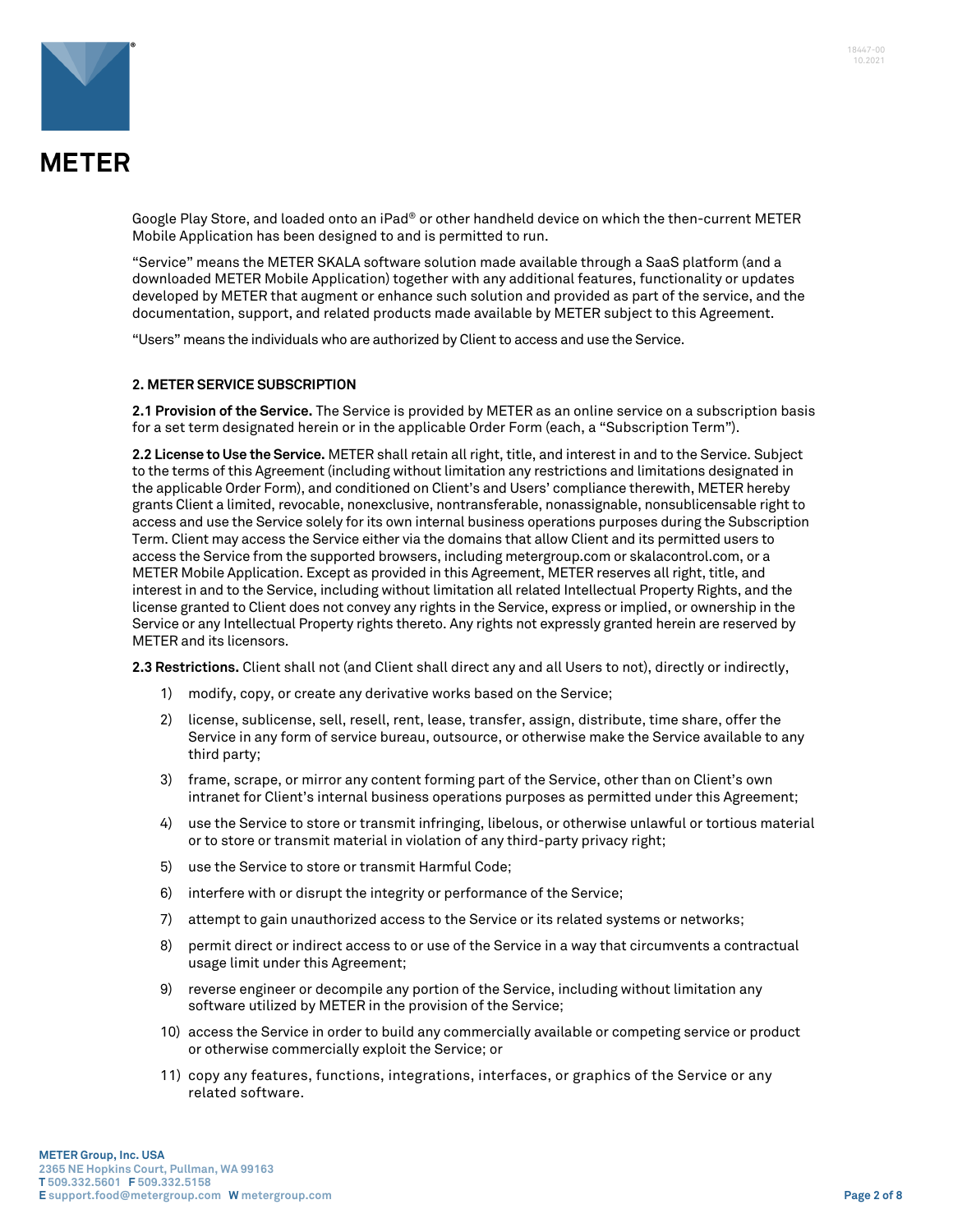Google Play Store, and loaded onto an iPad® or other handheld device on which the then-current METER Mobile Application has been designed to and is permitted to run.

"Service" means the METER SKALA software solution made available through a SaaS platform (and a downloaded METER Mobile Application) together with any additional features, functionality or updates developed by METER that augment or enhance such solution and provided as part of the service, and the documentation, support, and related products made available by METER subject to this Agreement.

"Users" means the individuals who are authorized by Client to access and use the Service.

## 2. METER SERVICE SUBSCRIPTION

**2.1 Provision of the Service.** The Service is provided by METER as an online service on a subscription basis for a set term designated herein or in the applicable Order Form (each, a "Subscription Term").

**2.2 License to Use the Service.** METER shall retain all right, title, and interest in and to the Service. Subject to the terms of this Agreement (including without limitation any restrictions and limitations designated in the applicable Order Form), and conditioned on Client's and Users' compliance therewith, METER hereby grants Client a limited, revocable, nonexclusive, nontransferable, nonassignable, nonsublicensable right to access and use the Service solely for its own internal business operations purposes during the Subscription Term. Client may access the Service either via the domains that allow Client and its permitted users to access the Service from the supported browsers, including metergroup.com or skalacontrol.com, or a METER Mobile Application. Except as provided in this Agreement, METER reserves all right, title, and interest in and to the Service, including without limitation all related Intellectual Property Rights, and the license granted to Client does not convey any rights in the Service, express or implied, or ownership in the Service or any Intellectual Property rights thereto. Any rights not expressly granted herein are reserved by METER and its licensors.

**2.3 Restrictions.** Client shall not (and Client shall direct any and all Users to not), directly or indirectly,

1) modify, copy, or create any derivative works based on the Service;
2) license, sublicense, sell, resell, rent, lease, transfer, assign, distribute, time share, offer the Service in any form of service bureau, outsource, or otherwise make the Service available to any third party;
3) frame, scrape, or mirror any content forming part of the Service, other than on Client's own intranet for Client's internal business operations purposes as permitted under this Agreement;
4) use the Service to store or transmit infringing, libelous, or otherwise unlawful or tortious material or to store or transmit material in violation of any third-party privacy right;
5) use the Service to store or transmit Harmful Code;
6) interfere with or disrupt the integrity or performance of the Service;
7) attempt to gain unauthorized access to the Service or its related systems or networks;
8) permit direct or indirect access to or use of the Service in a way that circumvents a contractual usage limit under this Agreement;
9) reverse engineer or decompile any portion of the Service, including without limitation any software utilized by METER in the provision of the Service;
10) access the Service in order to build any commercially available or competing service or product or otherwise commercially exploit the Service; or
11) copy any features, functions, integrations, interfaces, or graphics of the Service or any related software.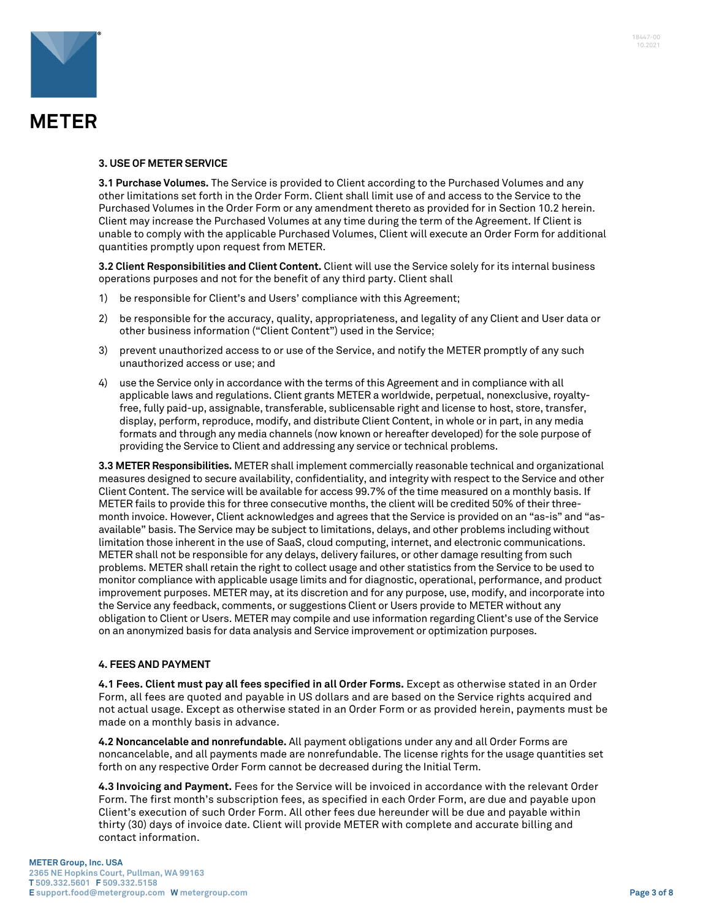## 3. USE OF METER SERVICE

**3.1 Purchase Volumes.** The Service is provided to Client according to the Purchased Volumes and any other limitations set forth in the Order Form. Client shall limit use of and access to the Service to the Purchased Volumes in the Order Form or any amendment thereto as provided for in Section 10.2 herein. Client may increase the Purchased Volumes at any time during the term of the Agreement. If Client is unable to comply with the applicable Purchased Volumes, Client will execute an Order Form for additional quantities promptly upon request from METER.

**3.2 Client Responsibilities and Client Content.** Client will use the Service solely for its internal business operations purposes and not for the benefit of any third party. Client shall

1) be responsible for Client's and Users' compliance with this Agreement;
2) be responsible for the accuracy, quality, appropriateness, and legality of any Client and User data or other business information ("Client Content") used in the Service;
3) prevent unauthorized access to or use of the Service, and notify the METER promptly of any such unauthorized access or use; and
4) use the Service only in accordance with the terms of this Agreement and in compliance with all applicable laws and regulations. Client grants METER a worldwide, perpetual, nonexclusive, royalty-free, fully paid-up, assignable, transferable, sublicensable right and license to host, store, transfer, display, perform, reproduce, modify, and distribute Client Content, in whole or in part, in any media formats and through any media channels (now known or hereafter developed) for the sole purpose of providing the Service to Client and addressing any service or technical problems.

**3.3 METER Responsibilities.** METER shall implement commercially reasonable technical and organizational measures designed to secure availability, confidentiality, and integrity with respect to the Service and other Client Content. The service will be available for access 99.7% of the time measured on a monthly basis. If METER fails to provide this for three consecutive months, the client will be credited 50% of their three-month invoice. However, Client acknowledges and agrees that the Service is provided on an "as-is" and "as-available" basis. The Service may be subject to limitations, delays, and other problems including without limitation those inherent in the use of SaaS, cloud computing, internet, and electronic communications. METER shall not be responsible for any delays, delivery failures, or other damage resulting from such problems. METER shall retain the right to collect usage and other statistics from the Service to be used to monitor compliance with applicable usage limits and for diagnostic, operational, performance, and product improvement purposes. METER may, at its discretion and for any purpose, use, modify, and incorporate into the Service any feedback, comments, or suggestions Client or Users provide to METER without any obligation to Client or Users. METER may compile and use information regarding Client's use of the Service on an anonymized basis for data analysis and Service improvement or optimization purposes.

## 4. FEES AND PAYMENT

**4.1 Fees. Client must pay all fees specified in all Order Forms.** Except as otherwise stated in an Order Form, all fees are quoted and payable in US dollars and are based on the Service rights acquired and not actual usage. Except as otherwise stated in an Order Form or as provided herein, payments must be made on a monthly basis in advance.

**4.2 Noncancelable and nonrefundable.** All payment obligations under any and all Order Forms are noncancelable, and all payments made are nonrefundable. The license rights for the usage quantities set forth on any respective Order Form cannot be decreased during the Initial Term.

**4.3 Invoicing and Payment.** Fees for the Service will be invoiced in accordance with the relevant Order Form. The first month's subscription fees, as specified in each Order Form, are due and payable upon Client's execution of such Order Form. All other fees due hereunder will be due and payable within thirty (30) days of invoice date. Client will provide METER with complete and accurate billing and contact information.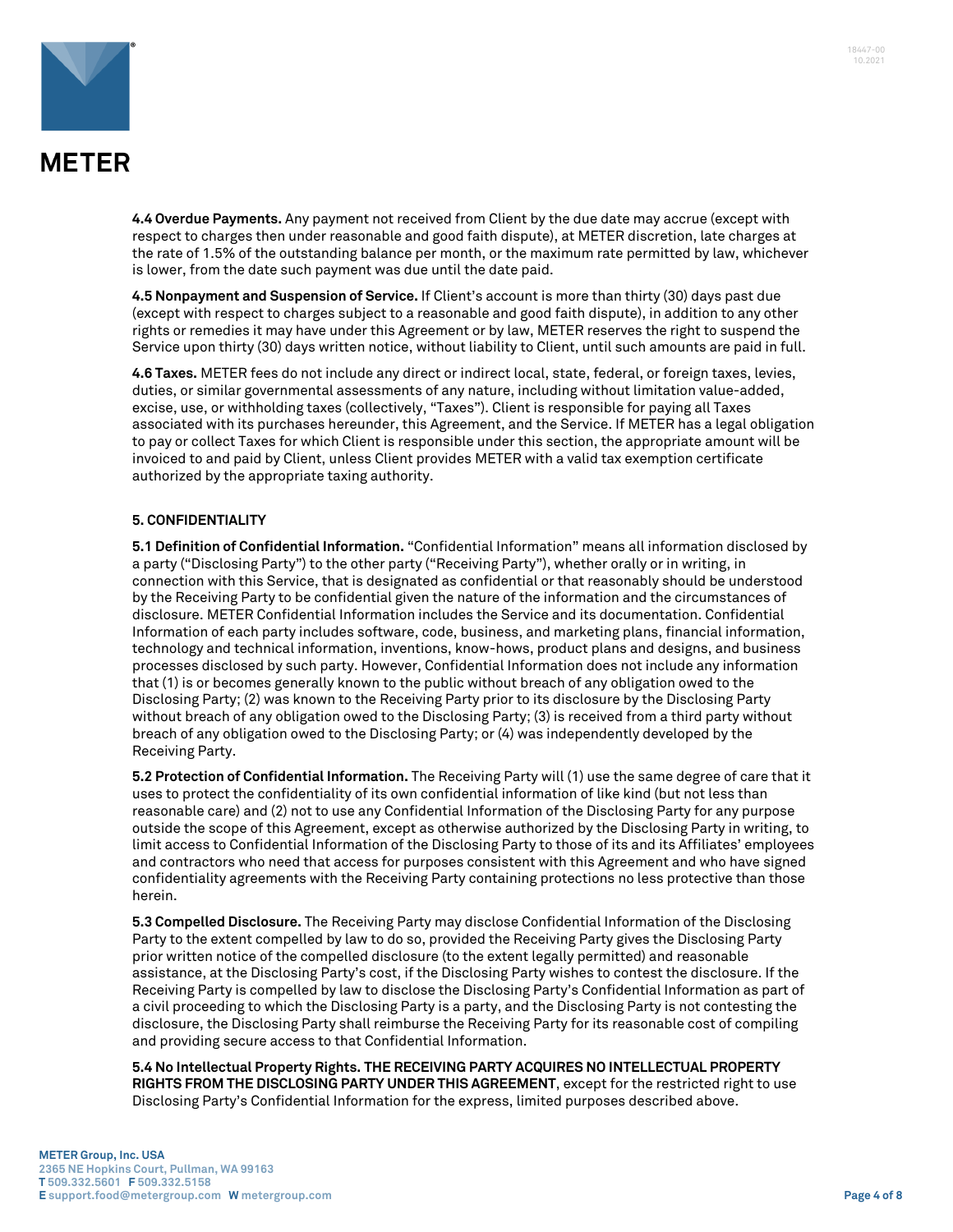**4.4 Overdue Payments.** Any payment not received from Client by the due date may accrue (except with respect to charges then under reasonable and good faith dispute), at METER discretion, late charges at the rate of 1.5% of the outstanding balance per month, or the maximum rate permitted by law, whichever is lower, from the date such payment was due until the date paid.

**4.5 Nonpayment and Suspension of Service.** If Client's account is more than thirty (30) days past due (except with respect to charges subject to a reasonable and good faith dispute), in addition to any other rights or remedies it may have under this Agreement or by law, METER reserves the right to suspend the Service upon thirty (30) days written notice, without liability to Client, until such amounts are paid in full.

**4.6 Taxes.** METER fees do not include any direct or indirect local, state, federal, or foreign taxes, levies, duties, or similar governmental assessments of any nature, including without limitation value-added, excise, use, or withholding taxes (collectively, "Taxes"). Client is responsible for paying all Taxes associated with its purchases hereunder, this Agreement, and the Service. If METER has a legal obligation to pay or collect Taxes for which Client is responsible under this section, the appropriate amount will be invoiced to and paid by Client, unless Client provides METER with a valid tax exemption certificate authorized by the appropriate taxing authority.

## 5. CONFIDENTIALITY

**5.1 Definition of Confidential Information.** "Confidential Information" means all information disclosed by a party ("Disclosing Party") to the other party ("Receiving Party"), whether orally or in writing, in connection with this Service, that is designated as confidential or that reasonably should be understood by the Receiving Party to be confidential given the nature of the information and the circumstances of disclosure. METER Confidential Information includes the Service and its documentation. Confidential Information of each party includes software, code, business, and marketing plans, financial information, technology and technical information, inventions, know-hows, product plans and designs, and business processes disclosed by such party. However, Confidential Information does not include any information that (1) is or becomes generally known to the public without breach of any obligation owed to the Disclosing Party; (2) was known to the Receiving Party prior to its disclosure by the Disclosing Party without breach of any obligation owed to the Disclosing Party; (3) is received from a third party without breach of any obligation owed to the Disclosing Party; or (4) was independently developed by the Receiving Party.

**5.2 Protection of Confidential Information.** The Receiving Party will (1) use the same degree of care that it uses to protect the confidentiality of its own confidential information of like kind (but not less than reasonable care) and (2) not to use any Confidential Information of the Disclosing Party for any purpose outside the scope of this Agreement, except as otherwise authorized by the Disclosing Party in writing, to limit access to Confidential Information of the Disclosing Party to those of its and its Affiliates' employees and contractors who need that access for purposes consistent with this Agreement and who have signed confidentiality agreements with the Receiving Party containing protections no less protective than those herein.

**5.3 Compelled Disclosure.** The Receiving Party may disclose Confidential Information of the Disclosing Party to the extent compelled by law to do so, provided the Receiving Party gives the Disclosing Party prior written notice of the compelled disclosure (to the extent legally permitted) and reasonable assistance, at the Disclosing Party's cost, if the Disclosing Party wishes to contest the disclosure. If the Receiving Party is compelled by law to disclose the Disclosing Party's Confidential Information as part of a civil proceeding to which the Disclosing Party is a party, and the Disclosing Party is not contesting the disclosure, the Disclosing Party shall reimburse the Receiving Party for its reasonable cost of compiling and providing secure access to that Confidential Information.

**5.4 No Intellectual Property Rights. THE RECEIVING PARTY ACQUIRES NO INTELLECTUAL PROPERTY RIGHTS FROM THE DISCLOSING PARTY UNDER THIS AGREEMENT**, except for the restricted right to use Disclosing Party's Confidential Information for the express, limited purposes described above.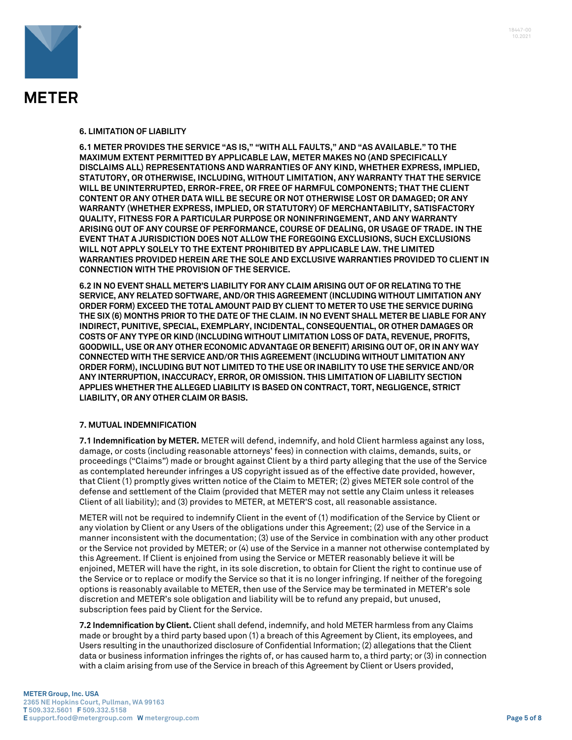## 6. LIMITATION OF LIABILITY

**6.1 METER PROVIDES THE SERVICE "AS IS," "WITH ALL FAULTS," AND "AS AVAILABLE." TO THE MAXIMUM EXTENT PERMITTED BY APPLICABLE LAW, METER MAKES NO (AND SPECIFICALLY DISCLAIMS ALL) REPRESENTATIONS AND WARRANTIES OF ANY KIND, WHETHER EXPRESS, IMPLIED, STATUTORY, OR OTHERWISE, INCLUDING, WITHOUT LIMITATION, ANY WARRANTY THAT THE SERVICE WILL BE UNINTERRUPTED, ERROR-FREE, OR FREE OF HARMFUL COMPONENTS; THAT THE CLIENT CONTENT OR ANY OTHER DATA WILL BE SECURE OR NOT OTHERWISE LOST OR DAMAGED; OR ANY WARRANTY (WHETHER EXPRESS, IMPLIED, OR STATUTORY) OF MERCHANTABILITY, SATISFACTORY QUALITY, FITNESS FOR A PARTICULAR PURPOSE OR NONINFRINGEMENT, AND ANY WARRANTY ARISING OUT OF ANY COURSE OF PERFORMANCE, COURSE OF DEALING, OR USAGE OF TRADE. IN THE EVENT THAT A JURISDICTION DOES NOT ALLOW THE FOREGOING EXCLUSIONS, SUCH EXCLUSIONS WILL NOT APPLY SOLELY TO THE EXTENT PROHIBITED BY APPLICABLE LAW. THE LIMITED WARRANTIES PROVIDED HEREIN ARE THE SOLE AND EXCLUSIVE WARRANTIES PROVIDED TO CLIENT IN CONNECTION WITH THE PROVISION OF THE SERVICE.**

**6.2 IN NO EVENT SHALL METER'S LIABILITY FOR ANY CLAIM ARISING OUT OF OR RELATING TO THE SERVICE, ANY RELATED SOFTWARE, AND/OR THIS AGREEMENT (INCLUDING WITHOUT LIMITATION ANY ORDER FORM) EXCEED THE TOTAL AMOUNT PAID BY CLIENT TO METER TO USE THE SERVICE DURING THE SIX (6) MONTHS PRIOR TO THE DATE OF THE CLAIM. IN NO EVENT SHALL METER BE LIABLE FOR ANY INDIRECT, PUNITIVE, SPECIAL, EXEMPLARY, INCIDENTAL, CONSEQUENTIAL, OR OTHER DAMAGES OR COSTS OF ANY TYPE OR KIND (INCLUDING WITHOUT LIMITATION LOSS OF DATA, REVENUE, PROFITS, GOODWILL, USE OR ANY OTHER ECONOMIC ADVANTAGE OR BENEFIT) ARISING OUT OF, OR IN ANY WAY CONNECTED WITH THE SERVICE AND/OR THIS AGREEMENT (INCLUDING WITHOUT LIMITATION ANY ORDER FORM), INCLUDING BUT NOT LIMITED TO THE USE OR INABILITY TO USE THE SERVICE AND/OR ANY INTERRUPTION, INACCURACY, ERROR, OR OMISSION. THIS LIMITATION OF LIABILITY SECTION APPLIES WHETHER THE ALLEGED LIABILITY IS BASED ON CONTRACT, TORT, NEGLIGENCE, STRICT LIABILITY, OR ANY OTHER CLAIM OR BASIS.**

## 7. MUTUAL INDEMNIFICATION

**7.1 Indemnification by METER.** METER will defend, indemnify, and hold Client harmless against any loss, damage, or costs (including reasonable attorneys' fees) in connection with claims, demands, suits, or proceedings ("Claims") made or brought against Client by a third party alleging that the use of the Service as contemplated hereunder infringes a US copyright issued as of the effective date provided, however, that Client (1) promptly gives written notice of the Claim to METER; (2) gives METER sole control of the defense and settlement of the Claim (provided that METER may not settle any Claim unless it releases Client of all liability); and (3) provides to METER, at METER'S cost, all reasonable assistance.

METER will not be required to indemnify Client in the event of (1) modification of the Service by Client or any violation by Client or any Users of the obligations under this Agreement; (2) use of the Service in a manner inconsistent with the documentation; (3) use of the Service in combination with any other product or the Service not provided by METER; or (4) use of the Service in a manner not otherwise contemplated by this Agreement. If Client is enjoined from using the Service or METER reasonably believe it will be enjoined, METER will have the right, in its sole discretion, to obtain for Client the right to continue use of the Service or to replace or modify the Service so that it is no longer infringing. If neither of the foregoing options is reasonably available to METER, then use of the Service may be terminated in METER's sole discretion and METER's sole obligation and liability will be to refund any prepaid, but unused, subscription fees paid by Client for the Service.

**7.2 Indemnification by Client.** Client shall defend, indemnify, and hold METER harmless from any Claims made or brought by a third party based upon (1) a breach of this Agreement by Client, its employees, and Users resulting in the unauthorized disclosure of Confidential Information; (2) allegations that the Client data or business information infringes the rights of, or has caused harm to, a third party; or (3) in connection with a claim arising from use of the Service in breach of this Agreement by Client or Users provided,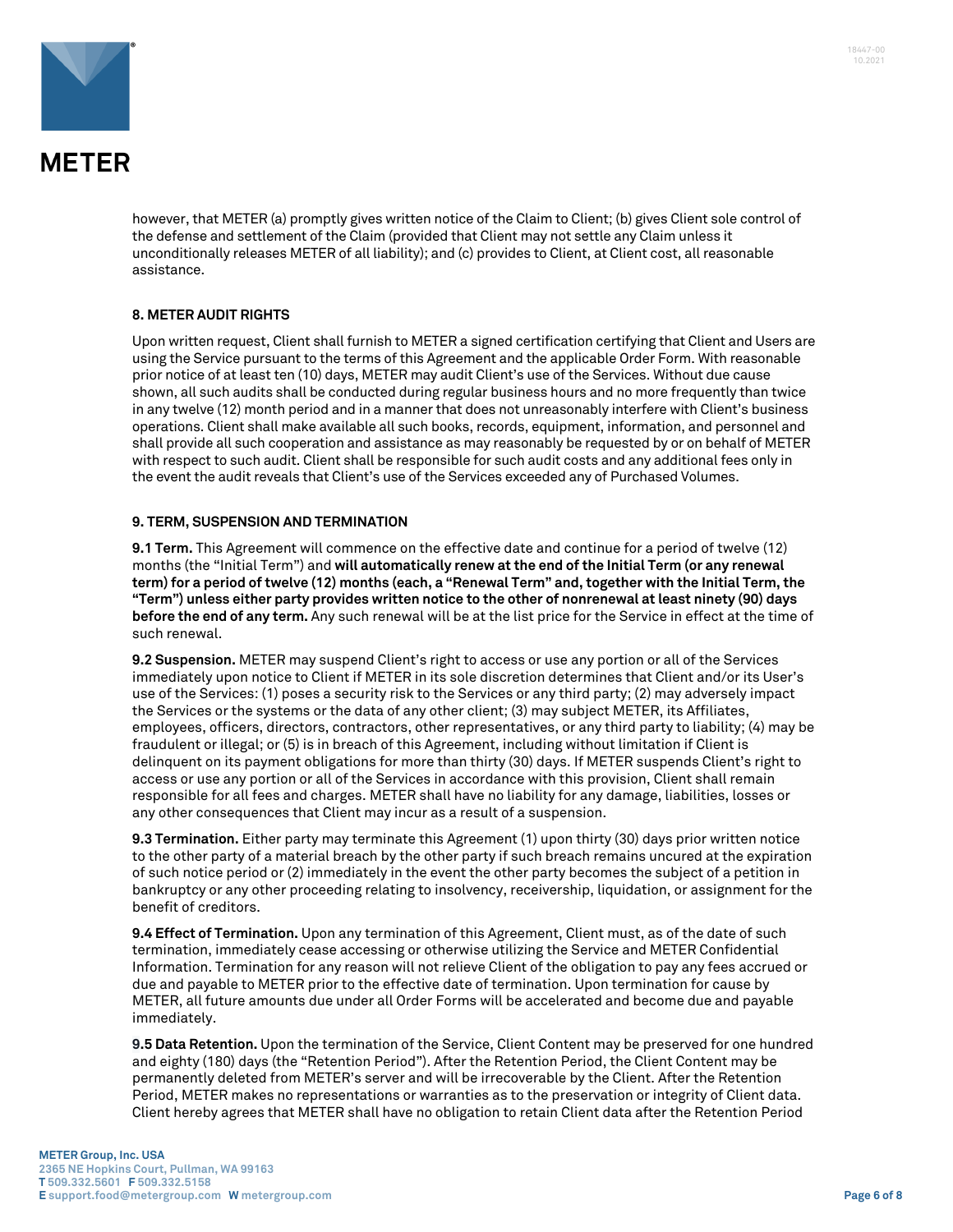however, that METER (a) promptly gives written notice of the Claim to Client; (b) gives Client sole control of the defense and settlement of the Claim (provided that Client may not settle any Claim unless it unconditionally releases METER of all liability); and (c) provides to Client, at Client cost, all reasonable assistance.

## 8. METER AUDIT RIGHTS

Upon written request, Client shall furnish to METER a signed certification certifying that Client and Users are using the Service pursuant to the terms of this Agreement and the applicable Order Form. With reasonable prior notice of at least ten (10) days, METER may audit Client's use of the Services. Without due cause shown, all such audits shall be conducted during regular business hours and no more frequently than twice in any twelve (12) month period and in a manner that does not unreasonably interfere with Client's business operations. Client shall make available all such books, records, equipment, information, and personnel and shall provide all such cooperation and assistance as may reasonably be requested by or on behalf of METER with respect to such audit. Client shall be responsible for such audit costs and any additional fees only in the event the audit reveals that Client's use of the Services exceeded any of Purchased Volumes.

## 9. TERM, SUSPENSION AND TERMINATION

**9.1 Term.** This Agreement will commence on the effective date and continue for a period of twelve (12) months (the "Initial Term") and **will automatically renew at the end of the Initial Term (or any renewal term) for a period of twelve (12) months (each, a "Renewal Term" and, together with the Initial Term, the "Term") unless either party provides written notice to the other of nonrenewal at least ninety (90) days before the end of any term.** Any such renewal will be at the list price for the Service in effect at the time of such renewal.

**9.2 Suspension.** METER may suspend Client's right to access or use any portion or all of the Services immediately upon notice to Client if METER in its sole discretion determines that Client and/or its User's use of the Services: (1) poses a security risk to the Services or any third party; (2) may adversely impact the Services or the systems or the data of any other client; (3) may subject METER, its Affiliates, employees, officers, directors, contractors, other representatives, or any third party to liability; (4) may be fraudulent or illegal; or (5) is in breach of this Agreement, including without limitation if Client is delinquent on its payment obligations for more than thirty (30) days. If METER suspends Client's right to access or use any portion or all of the Services in accordance with this provision, Client shall remain responsible for all fees and charges. METER shall have no liability for any damage, liabilities, losses or any other consequences that Client may incur as a result of a suspension.

**9.3 Termination.** Either party may terminate this Agreement (1) upon thirty (30) days prior written notice to the other party of a material breach by the other party if such breach remains uncured at the expiration of such notice period or (2) immediately in the event the other party becomes the subject of a petition in bankruptcy or any other proceeding relating to insolvency, receivership, liquidation, or assignment for the benefit of creditors.

**9.4 Effect of Termination.** Upon any termination of this Agreement, Client must, as of the date of such termination, immediately cease accessing or otherwise utilizing the Service and METER Confidential Information. Termination for any reason will not relieve Client of the obligation to pay any fees accrued or due and payable to METER prior to the effective date of termination. Upon termination for cause by METER, all future amounts due under all Order Forms will be accelerated and become due and payable immediately.

**9.5 Data Retention.** Upon the termination of the Service, Client Content may be preserved for one hundred and eighty (180) days (the "Retention Period"). After the Retention Period, the Client Content may be permanently deleted from METER's server and will be irrecoverable by the Client. After the Retention Period, METER makes no representations or warranties as to the preservation or integrity of Client data. Client hereby agrees that METER shall have no obligation to retain Client data after the Retention Period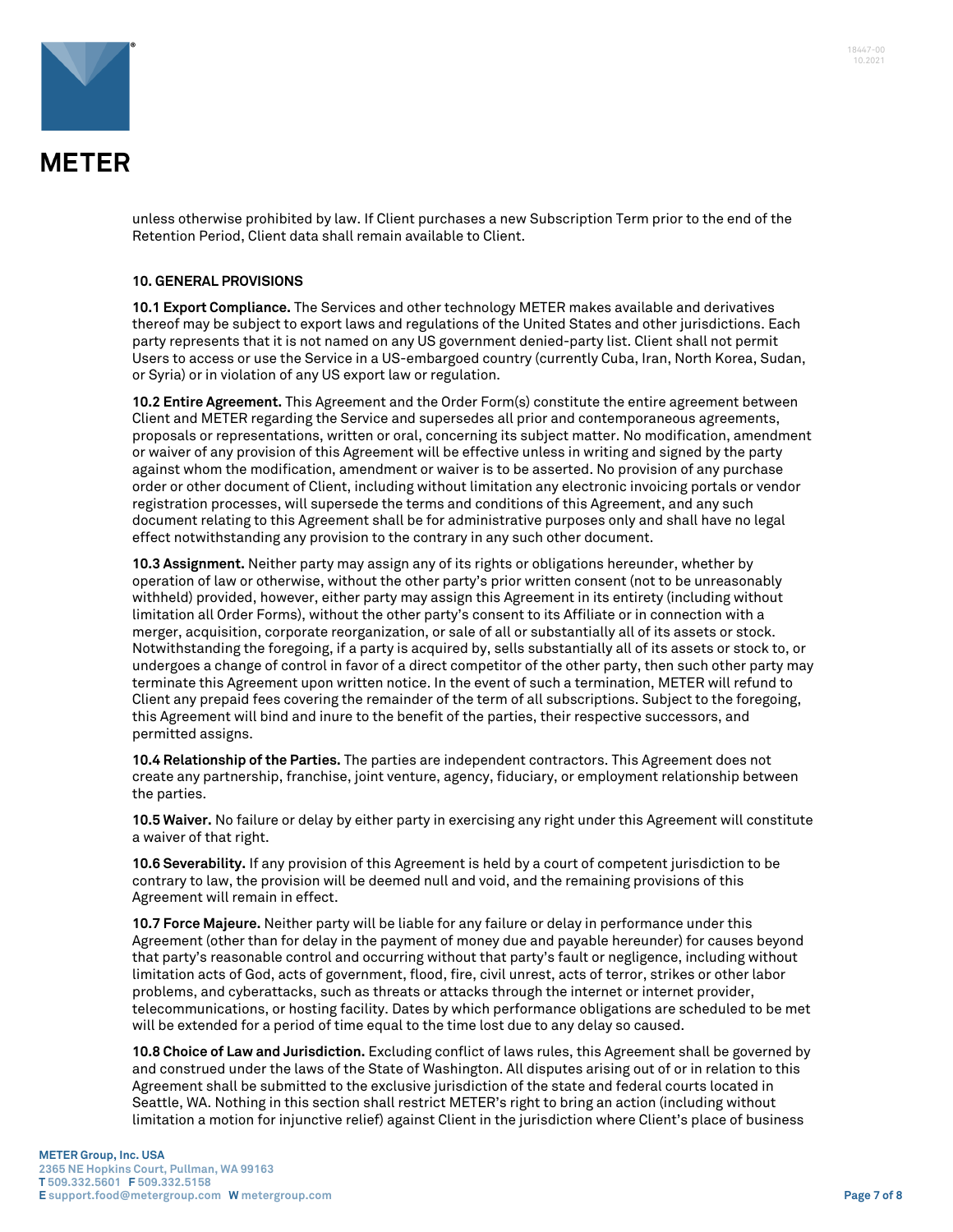unless otherwise prohibited by law. If Client purchases a new Subscription Term prior to the end of the Retention Period, Client data shall remain available to Client.

**10. GENERAL PROVISIONS**

**10.1 Export Compliance.** The Services and other technology METER makes available and derivatives thereof may be subject to export laws and regulations of the United States and other jurisdictions. Each party represents that it is not named on any US government denied-party list. Client shall not permit Users to access or use the Service in a US-embargoed country (currently Cuba, Iran, North Korea, Sudan, or Syria) or in violation of any US export law or regulation.

**10.2 Entire Agreement.** This Agreement and the Order Form(s) constitute the entire agreement between Client and METER regarding the Service and supersedes all prior and contemporaneous agreements, proposals or representations, written or oral, concerning its subject matter. No modification, amendment or waiver of any provision of this Agreement will be effective unless in writing and signed by the party against whom the modification, amendment or waiver is to be asserted. No provision of any purchase order or other document of Client, including without limitation any electronic invoicing portals or vendor registration processes, will supersede the terms and conditions of this Agreement, and any such document relating to this Agreement shall be for administrative purposes only and shall have no legal effect notwithstanding any provision to the contrary in any such other document.

**10.3 Assignment.** Neither party may assign any of its rights or obligations hereunder, whether by operation of law or otherwise, without the other party's prior written consent (not to be unreasonably withheld) provided, however, either party may assign this Agreement in its entirety (including without limitation all Order Forms), without the other party's consent to its Affiliate or in connection with a merger, acquisition, corporate reorganization, or sale of all or substantially all of its assets or stock. Notwithstanding the foregoing, if a party is acquired by, sells substantially all of its assets or stock to, or undergoes a change of control in favor of a direct competitor of the other party, then such other party may terminate this Agreement upon written notice. In the event of such a termination, METER will refund to Client any prepaid fees covering the remainder of the term of all subscriptions. Subject to the foregoing, this Agreement will bind and inure to the benefit of the parties, their respective successors, and permitted assigns.

**10.4 Relationship of the Parties.** The parties are independent contractors. This Agreement does not create any partnership, franchise, joint venture, agency, fiduciary, or employment relationship between the parties.

**10.5 Waiver.** No failure or delay by either party in exercising any right under this Agreement will constitute a waiver of that right.

**10.6 Severability.** If any provision of this Agreement is held by a court of competent jurisdiction to be contrary to law, the provision will be deemed null and void, and the remaining provisions of this Agreement will remain in effect.

**10.7 Force Majeure.** Neither party will be liable for any failure or delay in performance under this Agreement (other than for delay in the payment of money due and payable hereunder) for causes beyond that party's reasonable control and occurring without that party's fault or negligence, including without limitation acts of God, acts of government, flood, fire, civil unrest, acts of terror, strikes or other labor problems, and cyberattacks, such as threats or attacks through the internet or internet provider, telecommunications, or hosting facility. Dates by which performance obligations are scheduled to be met will be extended for a period of time equal to the time lost due to any delay so caused.

**10.8 Choice of Law and Jurisdiction.** Excluding conflict of laws rules, this Agreement shall be governed by and construed under the laws of the State of Washington. All disputes arising out of or in relation to this Agreement shall be submitted to the exclusive jurisdiction of the state and federal courts located in Seattle, WA. Nothing in this section shall restrict METER's right to bring an action (including without limitation a motion for injunctive relief) against Client in the jurisdiction where Client's place of business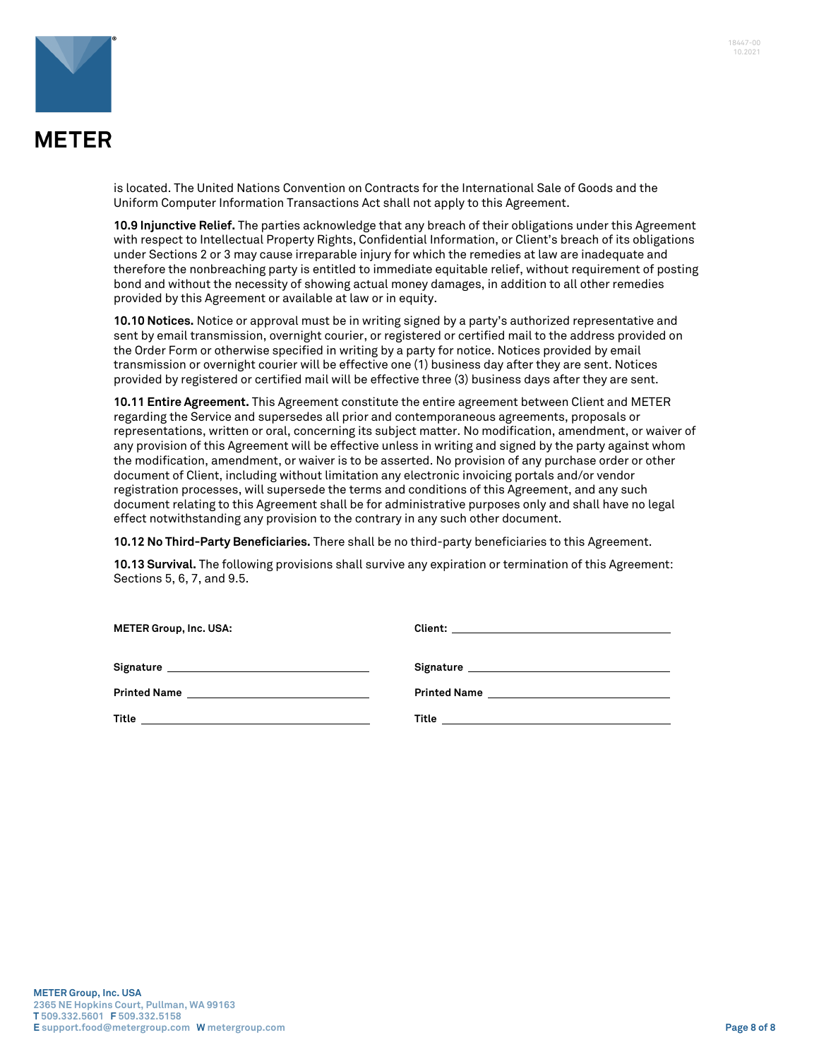is located. The United Nations Convention on Contracts for the International Sale of Goods and the Uniform Computer Information Transactions Act shall not apply to this Agreement.

**10.9 Injunctive Relief.** The parties acknowledge that any breach of their obligations under this Agreement with respect to Intellectual Property Rights, Confidential Information, or Client's breach of its obligations under Sections 2 or 3 may cause irreparable injury for which the remedies at law are inadequate and therefore the nonbreaching party is entitled to immediate equitable relief, without requirement of posting bond and without the necessity of showing actual money damages, in addition to all other remedies provided by this Agreement or available at law or in equity.

**10.10 Notices.** Notice or approval must be in writing signed by a party's authorized representative and sent by email transmission, overnight courier, or registered or certified mail to the address provided on the Order Form or otherwise specified in writing by a party for notice. Notices provided by email transmission or overnight courier will be effective one (1) business day after they are sent. Notices provided by registered or certified mail will be effective three (3) business days after they are sent.

**10.11 Entire Agreement.** This Agreement constitute the entire agreement between Client and METER regarding the Service and supersedes all prior and contemporaneous agreements, proposals or representations, written or oral, concerning its subject matter. No modification, amendment, or waiver of any provision of this Agreement will be effective unless in writing and signed by the party against whom the modification, amendment, or waiver is to be asserted. No provision of any purchase order or other document of Client, including without limitation any electronic invoicing portals and/or vendor registration processes, will supersede the terms and conditions of this Agreement, and any such document relating to this Agreement shall be for administrative purposes only and shall have no legal effect notwithstanding any provision to the contrary in any such other document.

**10.12 No Third-Party Beneficiaries.** There shall be no third-party beneficiaries to this Agreement.

**10.13 Survival.** The following provisions shall survive any expiration or termination of this Agreement: Sections 5, 6, 7, and 9.5.

| | |
|---|---|
| **METER Group, Inc. USA:** | **Client:** ______________________ |
| **Signature** ______________________ | **Signature** ______________________ |
| **Printed Name** ______________________ | **Printed Name** ______________________ |
| **Title** ______________________ | **Title** ______________________ |